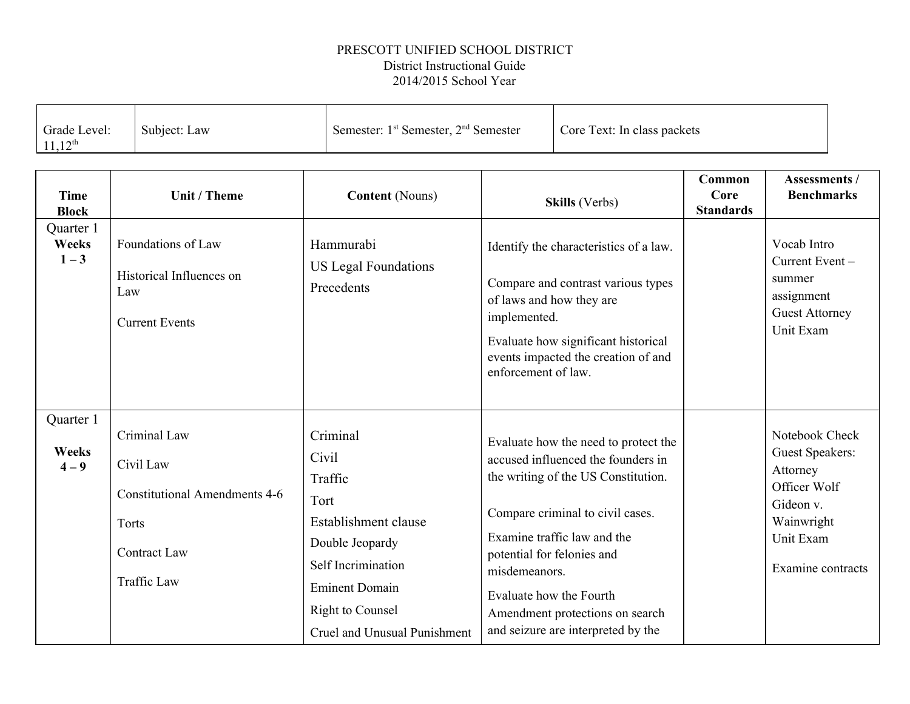PRESCOTT UNIFIED SCHOOL DISTRICT
District Instructional Guide
2014/2015 School Year

| Grade Level: 11,12th | Subject: Law | Semester: 1st Semester, 2nd Semester | Core Text: In class packets |
|---|---|---|---|

| Time Block | Unit / Theme | Content (Nouns) | Skills (Verbs) | Common Core Standards | Assessments / Benchmarks |
|---|---|---|---|---|---|
| Quarter 1<br>**Weeks 1 – 3** | Foundations of Law<br><br>Historical Influences on Law<br><br>Current Events | Hammurabi<br>US Legal Foundations<br>Precedents | Identify the characteristics of a law.<br><br>Compare and contrast various types of laws and how they are implemented.<br><br>Evaluate how significant historical events impacted the creation of and enforcement of law. | | Vocab Intro<br>Current Event – summer assignment<br>Guest Attorney<br>Unit Exam |
| Quarter 1<br><br>**Weeks 4 – 9** | Criminal Law<br><br>Civil Law<br><br>Constitutional Amendments 4-6<br><br>Torts<br><br>Contract Law<br><br>Traffic Law | Criminal<br>Civil<br>Traffic<br>Tort<br>Establishment clause<br>Double Jeopardy<br>Self Incrimination<br>Eminent Domain<br>Right to Counsel<br>Cruel and Unusual Punishment | Evaluate how the need to protect the accused influenced the founders in the writing of the US Constitution.<br><br>Compare criminal to civil cases.<br><br>Examine traffic law and the potential for felonies and misdemeanors.<br><br>Evaluate how the Fourth Amendment protections on search and seizure are interpreted by the | | Notebook Check<br>Guest Speakers: Attorney<br>Officer Wolf<br>Gideon v. Wainwright<br>Unit Exam<br><br>Examine contracts |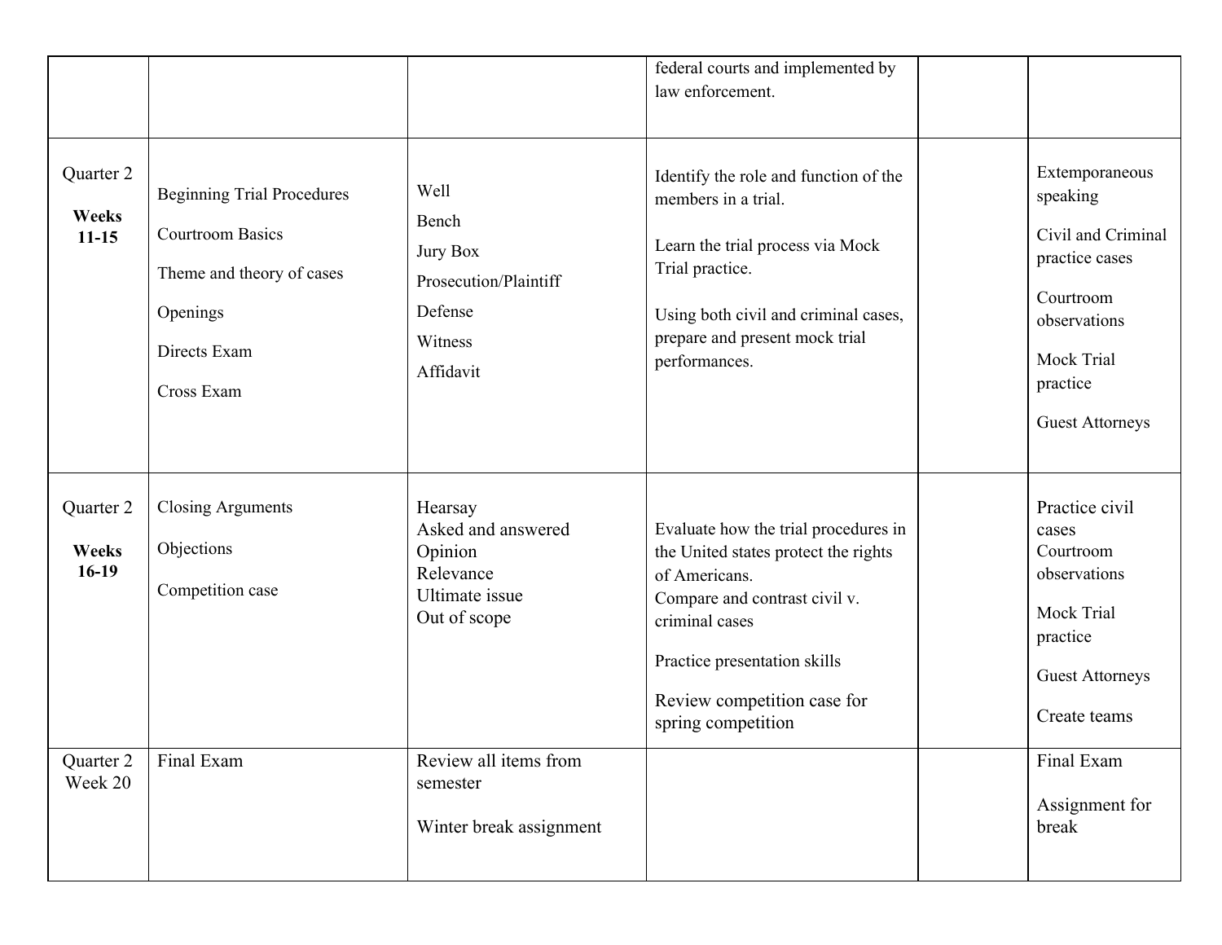| | | | | | |
|---|---|---|---|---|---|
| | | | federal courts and implemented by law enforcement. | | |
| Quarter 2<br>**Weeks 11-15** | Beginning Trial Procedures<br><br>Courtroom Basics<br><br>Theme and theory of cases<br><br>Openings<br><br>Directs Exam<br><br>Cross Exam | Well<br>Bench<br>Jury Box<br>Prosecution/Plaintiff<br>Defense<br>Witness<br>Affidavit | Identify the role and function of the members in a trial.<br><br>Learn the trial process via Mock Trial practice.<br><br>Using both civil and criminal cases, prepare and present mock trial performances. | | Extemporaneous speaking<br><br>Civil and Criminal practice cases<br><br>Courtroom observations<br><br>Mock Trial practice<br><br>Guest Attorneys |
| Quarter 2<br>**Weeks 16-19** | Closing Arguments<br><br>Objections<br><br>Competition case | Hearsay<br>Asked and answered<br>Opinion<br>Relevance<br>Ultimate issue<br>Out of scope | Evaluate how the trial procedures in the United states protect the rights of Americans.<br>Compare and contrast civil v. criminal cases<br><br>Practice presentation skills<br><br>Review competition case for spring competition | | Practice civil cases<br>Courtroom observations<br><br>Mock Trial practice<br><br>Guest Attorneys<br><br>Create teams |
| Quarter 2<br>Week 20 | Final Exam | Review all items from semester<br><br>Winter break assignment | | | Final Exam<br><br>Assignment for break |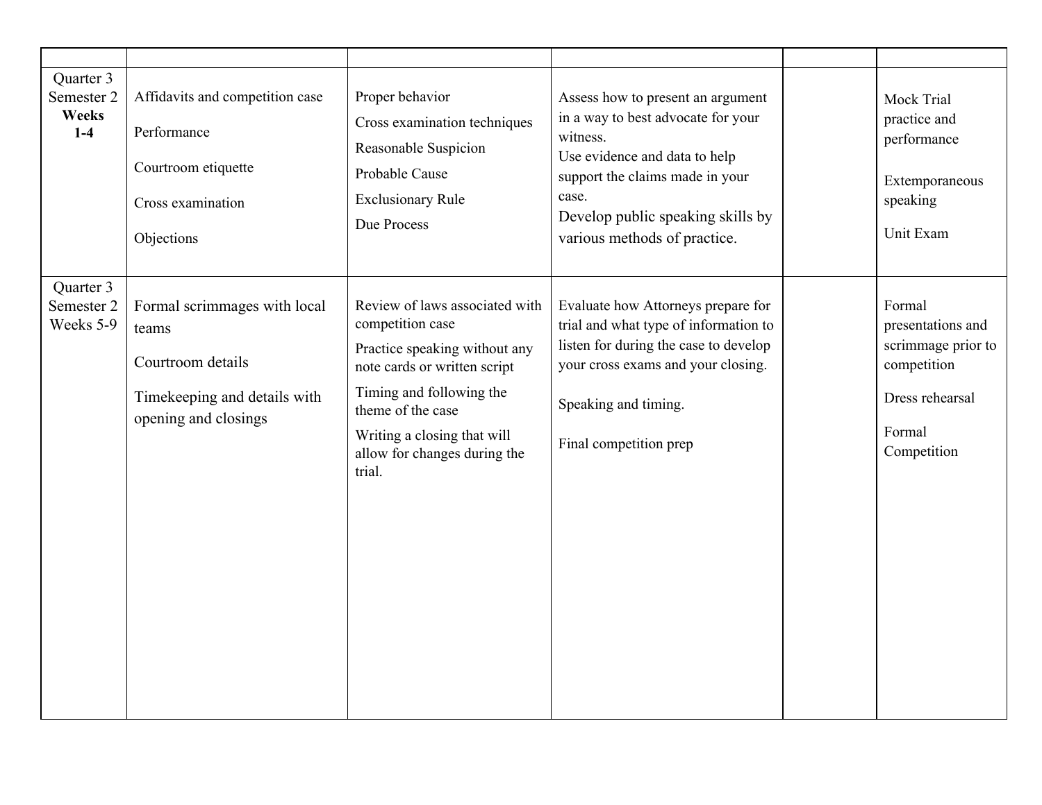| | | | | | |
|---|---|---|---|---|---|
| Quarter 3 Semester 2 **Weeks 1-4** | Affidavits and competition case<br><br>Performance<br><br>Courtroom etiquette<br><br>Cross examination<br><br>Objections | Proper behavior<br><br>Cross examination techniques<br><br>Reasonable Suspicion<br><br>Probable Cause<br><br>Exclusionary Rule<br><br>Due Process | Assess how to present an argument in a way to best advocate for your witness.<br>Use evidence and data to help support the claims made in your case.<br>Develop public speaking skills by various methods of practice. | | Mock Trial practice and performance<br><br>Extemporaneous speaking<br><br>Unit Exam |
| Quarter 3 Semester 2 Weeks 5-9 | Formal scrimmages with local teams<br><br>Courtroom details<br><br>Timekeeping and details with opening and closings | Review of laws associated with competition case<br><br>Practice speaking without any note cards or written script<br><br>Timing and following the theme of the case<br><br>Writing a closing that will allow for changes during the trial. | Evaluate how Attorneys prepare for trial and what type of information to listen for during the case to develop your cross exams and your closing.<br><br>Speaking and timing.<br><br>Final competition prep | | Formal presentations and scrimmage prior to competition<br><br>Dress rehearsal<br><br>Formal Competition |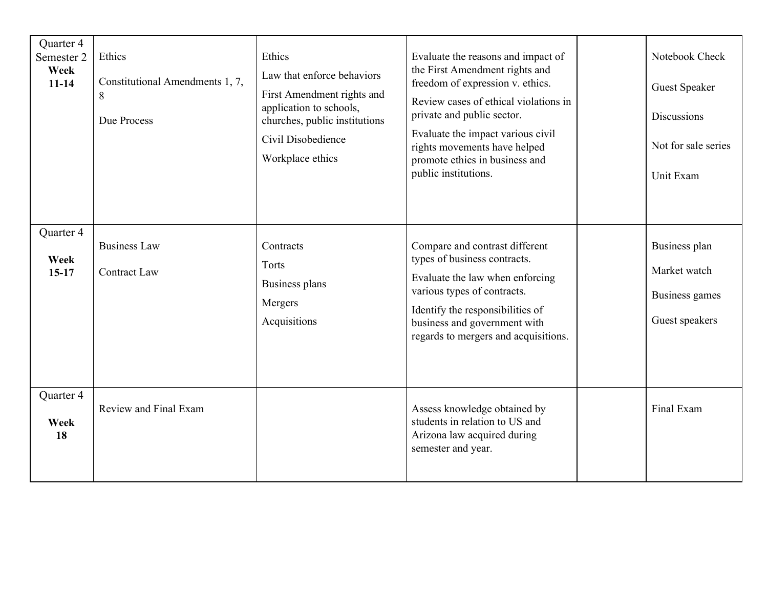| | | | | | |
|---|---|---|---|---|---|
| Quarter 4 Semester 2 **Week 11-14** | Ethics<br><br>Constitutional Amendments 1, 7, 8<br><br>Due Process | Ethics<br>Law that enforce behaviors<br>First Amendment rights and application to schools, churches, public institutions<br>Civil Disobedience<br>Workplace ethics | Evaluate the reasons and impact of the First Amendment rights and freedom of expression v. ethics.<br>Review cases of ethical violations in private and public sector.<br>Evaluate the impact various civil rights movements have helped promote ethics in business and public institutions. | | Notebook Check<br><br>Guest Speaker<br><br>Discussions<br><br>Not for sale series<br><br>Unit Exam |
| Quarter 4<br><br>**Week 15-17** | Business Law<br><br>Contract Law | Contracts<br>Torts<br>Business plans<br>Mergers<br>Acquisitions | Compare and contrast different types of business contracts.<br>Evaluate the law when enforcing various types of contracts.<br>Identify the responsibilities of business and government with regards to mergers and acquisitions. | | Business plan<br><br>Market watch<br><br>Business games<br><br>Guest speakers |
| Quarter 4<br><br>**Week 18** | Review and Final Exam | | Assess knowledge obtained by students in relation to US and Arizona law acquired during semester and year. | | Final Exam |